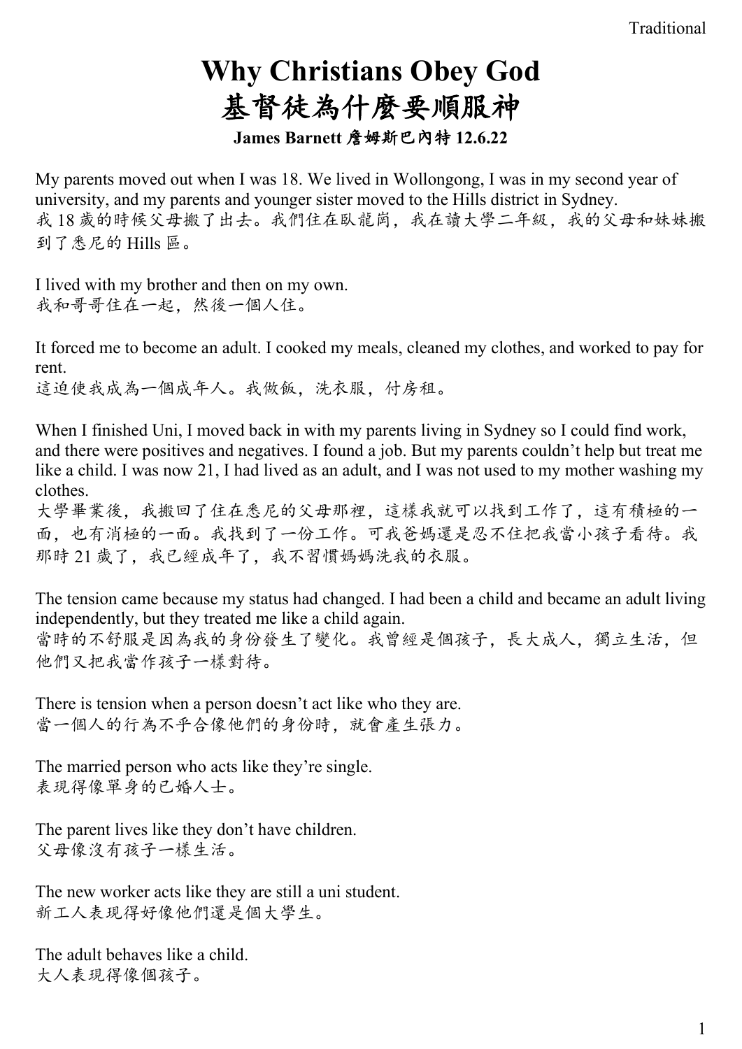Traditional

# Why Christians Obey God
# 基督徒為什麼要順服神

**James Barnett 詹姆斯巴內特 12.6.22**

My parents moved out when I was 18. We lived in Wollongong, I was in my second year of university, and my parents and younger sister moved to the Hills district in Sydney.
我 18 歲的時候父母搬了出去。我們住在臥龍崗，我在讀大學二年級，我的父母和妹妹搬到了悉尼的 Hills 區。

I lived with my brother and then on my own.
我和哥哥住在一起，然後一個人住。

It forced me to become an adult. I cooked my meals, cleaned my clothes, and worked to pay for rent.
這迫使我成為一個成年人。我做飯，洗衣服，付房租。

When I finished Uni, I moved back in with my parents living in Sydney so I could find work, and there were positives and negatives. I found a job. But my parents couldn't help but treat me like a child. I was now 21, I had lived as an adult, and I was not used to my mother washing my clothes.
大學畢業後，我搬回了住在悉尼的父母那裡，這樣我就可以找到工作了，這有積極的一面，也有消極的一面。我找到了一份工作。可我爸媽還是忍不住把我當小孩子看待。我那時 21 歲了，我已經成年了，我不習慣媽媽洗我的衣服。

The tension came because my status had changed. I had been a child and became an adult living independently, but they treated me like a child again.
當時的不舒服是因為我的身份發生了變化。我曾經是個孩子，長大成人，獨立生活，但他們又把我當作孩子一樣對待。

There is tension when a person doesn't act like who they are.
當一個人的行為不乎合像他們的身份時，就會產生張力。

The married person who acts like they're single.
表現得像單身的已婚人士。

The parent lives like they don't have children.
父母像沒有孩子一樣生活。

The new worker acts like they are still a uni student.
新工人表現得好像他們還是個大學生。

The adult behaves like a child.
大人表現得像個孩子。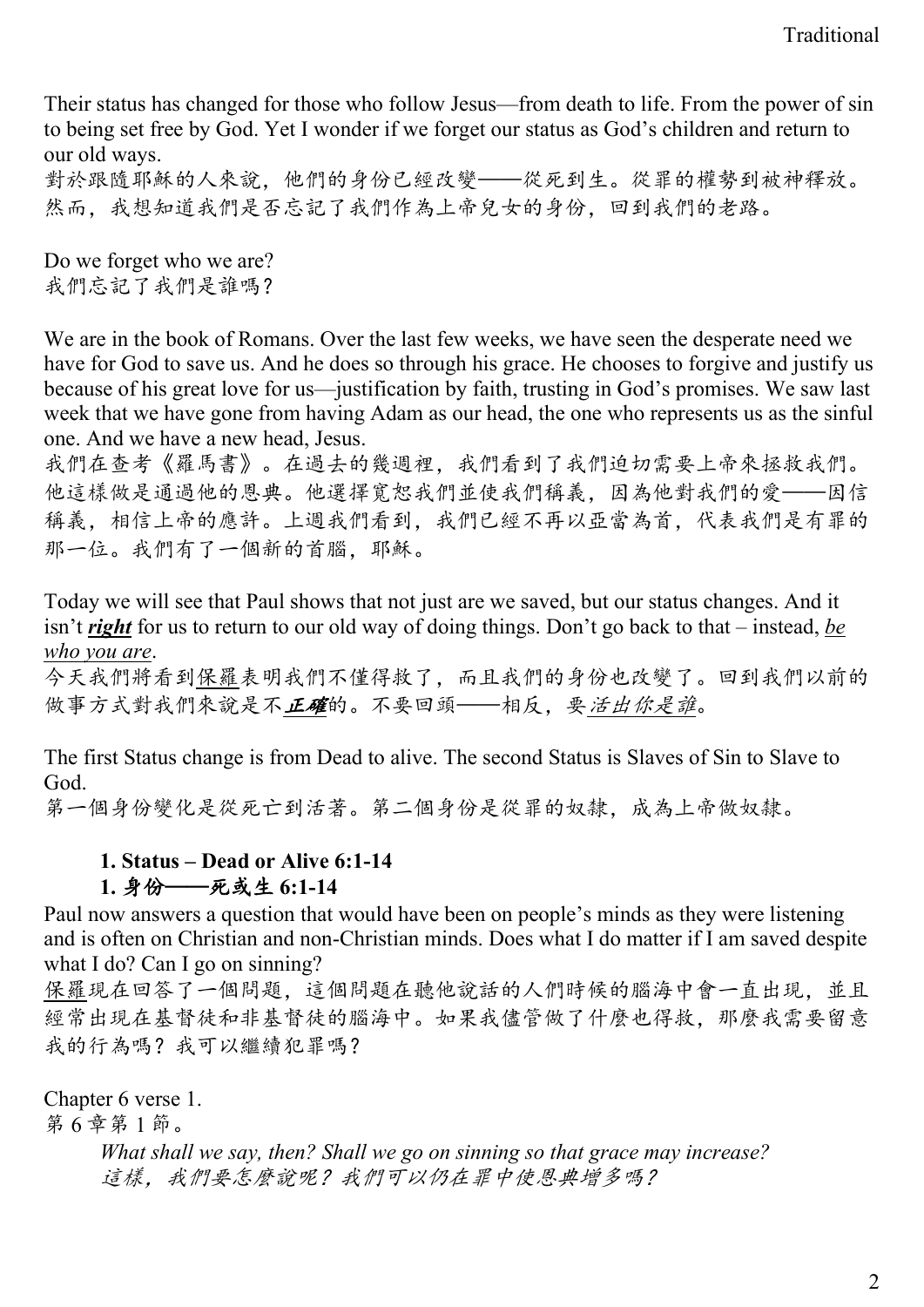Their status has changed for those who follow Jesus—from death to life. From the power of sin to being set free by God. Yet I wonder if we forget our status as God's children and return to our old ways.
對於跟隨耶穌的人來說，他們的身份已經改變——從死到生。從罪的權勢到被神釋放。然而，我想知道我們是否忘記了我們作為上帝兒女的身份，回到我們的老路。

Do we forget who we are?
我們忘記了我們是誰嗎？

We are in the book of Romans. Over the last few weeks, we have seen the desperate need we have for God to save us. And he does so through his grace. He chooses to forgive and justify us because of his great love for us—justification by faith, trusting in God's promises. We saw last week that we have gone from having Adam as our head, the one who represents us as the sinful one. And we have a new head, Jesus.
我們在查考《羅馬書》。在過去的幾週裡，我們看到了我們迫切需要上帝來拯救我們。他這樣做是通過他的恩典。他選擇寬恕我們並使我們稱義，因為他對我們的愛——因信稱義，相信上帝的應許。上週我們看到，我們已經不再以亞當為首，代表我們是有罪的那一位。我們有了一個新的首腦，耶穌。

Today we will see that Paul shows that not just are we saved, but our status changes. And it isn't ***right*** for us to return to our old way of doing things. Don't go back to that – instead, *be who you are*.
今天我們將看到保羅表明我們不僅得救了，而且我們的身份也改變了。回到我們以前的做事方式對我們來說是不***正確***的。不要回頭——相反，要*活出你是誰*。

The first Status change is from Dead to alive. The second Status is Slaves of Sin to Slave to God.
第一個身份變化是從死亡到活著。第二個身份是從罪的奴隸，成為上帝做奴隸。

### 1. Status – Dead or Alive 6:1-14
### 1. 身份——死或生 6:1-14

Paul now answers a question that would have been on people's minds as they were listening and is often on Christian and non-Christian minds. Does what I do matter if I am saved despite what I do? Can I go on sinning?
保羅現在回答了一個問題，這個問題在聽他說話的人們時候的腦海中會一直出現，並且經常出現在基督徒和非基督徒的腦海中。如果我儘管做了什麼也得救，那麼我需要留意我的行為嗎？我可以繼續犯罪嗎？

Chapter 6 verse 1.
第 6 章第 1 節。

> *What shall we say, then? Shall we go on sinning so that grace may increase?*
> *這樣，我們要怎麼說呢？我們可以仍在罪中使恩典增多嗎？*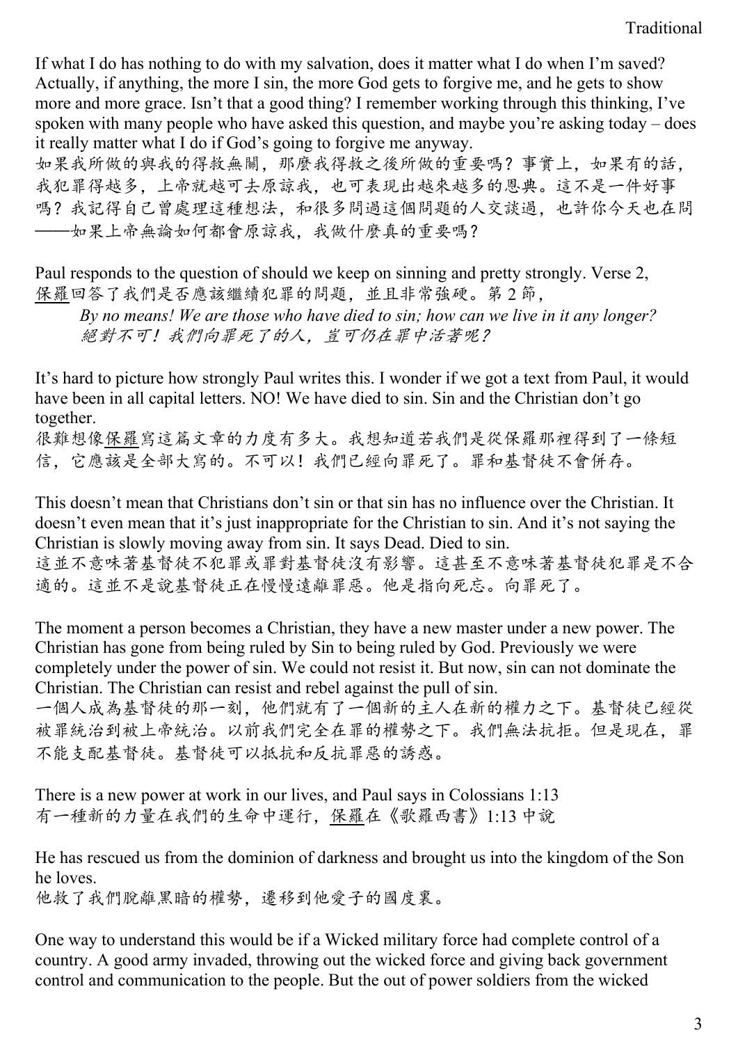If what I do has nothing to do with my salvation, does it matter what I do when I'm saved? Actually, if anything, the more I sin, the more God gets to forgive me, and he gets to show more and more grace. Isn't that a good thing? I remember working through this thinking, I've spoken with many people who have asked this question, and maybe you're asking today – does it really matter what I do if God's going to forgive me anyway.
如果我所做的與我的得救無關，那麼我得救之後所做的重要嗎？事實上，如果有的話，我犯罪得越多，上帝就越可去原諒我，也可表現出越來越多的恩典。這不是一件好事嗎？我記得自己曾處理這種想法，和很多問過這個問題的人交談過，也許你今天也在問——如果上帝無論如何都會原諒我，我做什麼真的重要嗎？

Paul responds to the question of should we keep on sinning and pretty strongly. Verse 2,
保羅回答了我們是否應該繼續犯罪的問題，並且非常強硬。第 2 節，

> *By no means! We are those who have died to sin; how can we live in it any longer?*
> *絕對不可！我們向罪死了的人，豈可仍在罪中活著呢？*

It's hard to picture how strongly Paul writes this. I wonder if we got a text from Paul, it would have been in all capital letters. NO! We have died to sin. Sin and the Christian don't go together.
很難想像保羅寫這篇文章的力度有多大。我想知道若我們是從保羅那裡得到了一條短信，它應該是全部大寫的。不可以！我們已經向罪死了。罪和基督徒不會併存。

This doesn't mean that Christians don't sin or that sin has no influence over the Christian. It doesn't even mean that it's just inappropriate for the Christian to sin. And it's not saying the Christian is slowly moving away from sin. It says Dead. Died to sin.
這並不意味著基督徒不犯罪或罪對基督徒沒有影響。這甚至不意味著基督徒犯罪是不合適的。這並不是說基督徒正在慢慢遠離罪惡。他是指向死忘。向罪死了。

The moment a person becomes a Christian, they have a new master under a new power. The Christian has gone from being ruled by Sin to being ruled by God. Previously we were completely under the power of sin. We could not resist it. But now, sin can not dominate the Christian. The Christian can resist and rebel against the pull of sin.
一個人成為基督徒的那一刻，他們就有了一個新的主人在新的權力之下。基督徒已經從被罪統治到被上帝統治。以前我們完全在罪的權勢之下。我們無法抗拒。但是現在，罪不能支配基督徒。基督徒可以抵抗和反抗罪惡的誘惑。

There is a new power at work in our lives, and Paul says in Colossians 1:13
有一種新的力量在我們的生命中運行，保羅在《歌羅西書》1:13 中說

He has rescued us from the dominion of darkness and brought us into the kingdom of the Son he loves.
他救了我們脫離黑暗的權勢，遷移到他愛子的國度裏。

One way to understand this would be if a Wicked military force had complete control of a country. A good army invaded, throwing out the wicked force and giving back government control and communication to the people. But the out of power soldiers from the wicked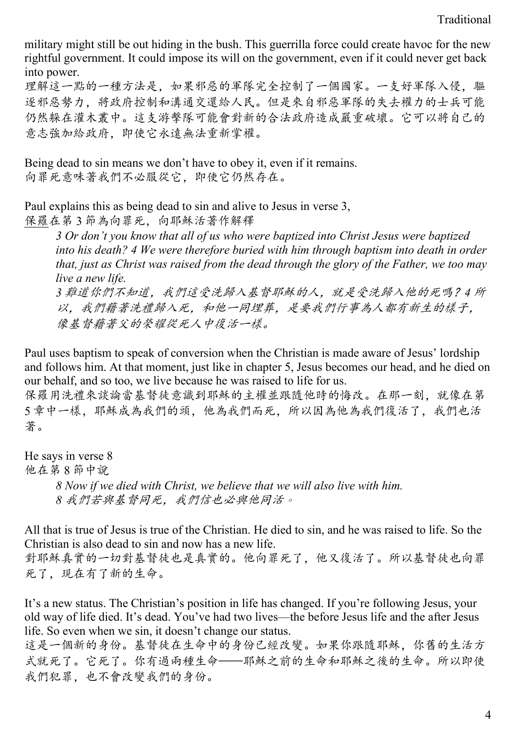military might still be out hiding in the bush. This guerrilla force could create havoc for the new rightful government. It could impose its will on the government, even if it could never get back into power.
理解這一點的一種方法是，如果邪惡的軍隊完全控制了一個國家。一支好軍隊入侵，驅逐邪惡勢力，將政府控制和溝通交還給人民。但是來自邪惡軍隊的失去權力的士兵可能仍然躲在灌木叢中。這支游擊隊可能會對新的合法政府造成嚴重破壞。它可以將自己的意志強加給政府，即使它永遠無法重新掌權。

Being dead to sin means we don't have to obey it, even if it remains.
向罪死意味著我們不必服從它，即使它仍然存在。

Paul explains this as being dead to sin and alive to Jesus in verse 3,
保羅在第 3 節為向罪死，向耶穌活著作解釋

> *3 Or don't you know that all of us who were baptized into Christ Jesus were baptized into his death? 4 We were therefore buried with him through baptism into death in order that, just as Christ was raised from the dead through the glory of the Father, we too may live a new life.*
> *3 難道你們不知道，我們這受洗歸入基督耶穌的人，就是受洗歸入他的死嗎？4 所以，我們藉著洗禮歸入死，和他一同埋葬，是要我們行事為人都有新生的樣子，像基督藉著父的榮耀從死人中復活一樣。*

Paul uses baptism to speak of conversion when the Christian is made aware of Jesus' lordship and follows him. At that moment, just like in chapter 5, Jesus becomes our head, and he died on our behalf, and so too, we live because he was raised to life for us.
保羅用洗禮來談論當基督徒意識到耶穌的主權並跟隨他時的悔改。在那一刻，就像在第 5 章中一樣，耶穌成為我們的頭，他為我們而死，所以因為他為我們復活了，我們也活著。

He says in verse 8
他在第 8 節中說

> *8 Now if we died with Christ, we believe that we will also live with him.*
> *8 我們若與基督同死，我們信也必與他同活。*

All that is true of Jesus is true of the Christian. He died to sin, and he was raised to life. So the Christian is also dead to sin and now has a new life.
對耶穌真實的一切對基督徒也是真實的。他向罪死了，他又復活了。所以基督徒也向罪死了，現在有了新的生命。

It's a new status. The Christian's position in life has changed. If you're following Jesus, your old way of life died. It's dead. You've had two lives—the before Jesus life and the after Jesus life. So even when we sin, it doesn't change our status.
這是一個新的身份。基督徒在生命中的身份已經改變。如果你跟隨耶穌，你舊的生活方式就死了。它死了。你有過兩種生命——耶穌之前的生命和耶穌之後的生命。所以即使我們犯罪，也不會改變我們的身份。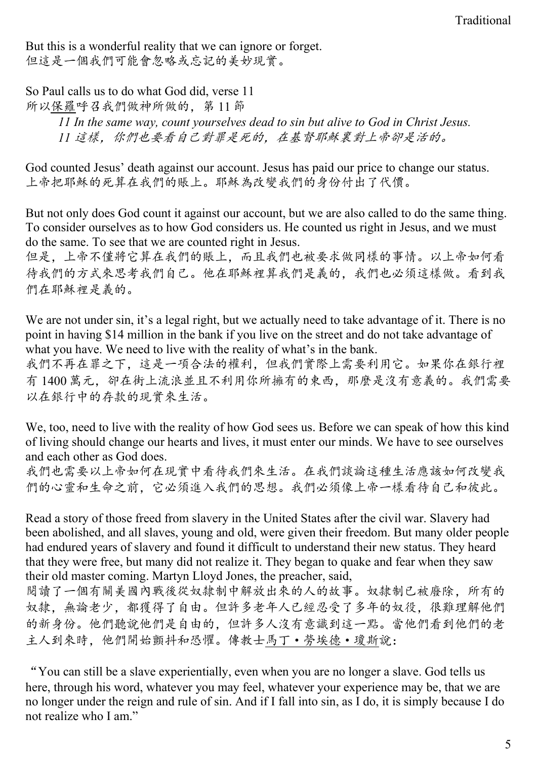But this is a wonderful reality that we can ignore or forget.
但這是一個我們可能會忽略或忘記的美妙現實。

So Paul calls us to do what God did, verse 11
所以保羅呼召我們做神所做的，第 11 節

> *11 In the same way, count yourselves dead to sin but alive to God in Christ Jesus.*
> *11 這樣，你們也要看自己對罪是死的，在基督耶穌裏對上帝卻是活的。*

God counted Jesus' death against our account. Jesus has paid our price to change our status.
上帝把耶穌的死算在我們的賬上。耶穌為改變我們的身份付出了代價。

But not only does God count it against our account, but we are also called to do the same thing. To consider ourselves as to how God considers us. He counted us right in Jesus, and we must do the same. To see that we are counted right in Jesus.
但是，上帝不僅將它算在我們的賬上，而且我們也被要求做同樣的事情。以上帝如何看待我們的方式來思考我們自己。他在耶穌裡算我們是義的，我們也必須這樣做。看到我們在耶穌裡是義的。

We are not under sin, it's a legal right, but we actually need to take advantage of it. There is no point in having $14 million in the bank if you live on the street and do not take advantage of what you have. We need to live with the reality of what's in the bank.
我們不再在罪之下，這是一項合法的權利，但我們實際上需要利用它。如果你在銀行裡有 1400 萬元，卻在街上流浪並且不利用你所擁有的東西，那麼是沒有意義的。我們需要以在銀行中的存款的現實來生活。

We, too, need to live with the reality of how God sees us. Before we can speak of how this kind of living should change our hearts and lives, it must enter our minds. We have to see ourselves and each other as God does.
我們也需要以上帝如何在現實中看待我們來生活。在我們談論這種生活應該如何改變我們的心靈和生命之前，它必須進入我們的思想。我們必須像上帝一樣看待自己和彼此。

Read a story of those freed from slavery in the United States after the civil war. Slavery had been abolished, and all slaves, young and old, were given their freedom. But many older people had endured years of slavery and found it difficult to understand their new status. They heard that they were free, but many did not realize it. They began to quake and fear when they saw their old master coming. Martyn Lloyd Jones, the preacher, said,
閱讀了一個有關美國內戰後從奴隸制中解放出來的人的故事。奴隸制已被廢除，所有的奴隸，無論老少，都獲得了自由。但許多老年人已經忍受了多年的奴役，很難理解他們的新身份。他們聽說他們是自由的，但許多人沒有意識到這一點。當他們看到他們的老主人到來時，他們開始顫抖和恐懼。傳教士馬丁·勞埃德·瓊斯說：

"You can still be a slave experientially, even when you are no longer a slave. God tells us here, through his word, whatever you may feel, whatever your experience may be, that we are no longer under the reign and rule of sin. And if I fall into sin, as I do, it is simply because I do not realize who I am."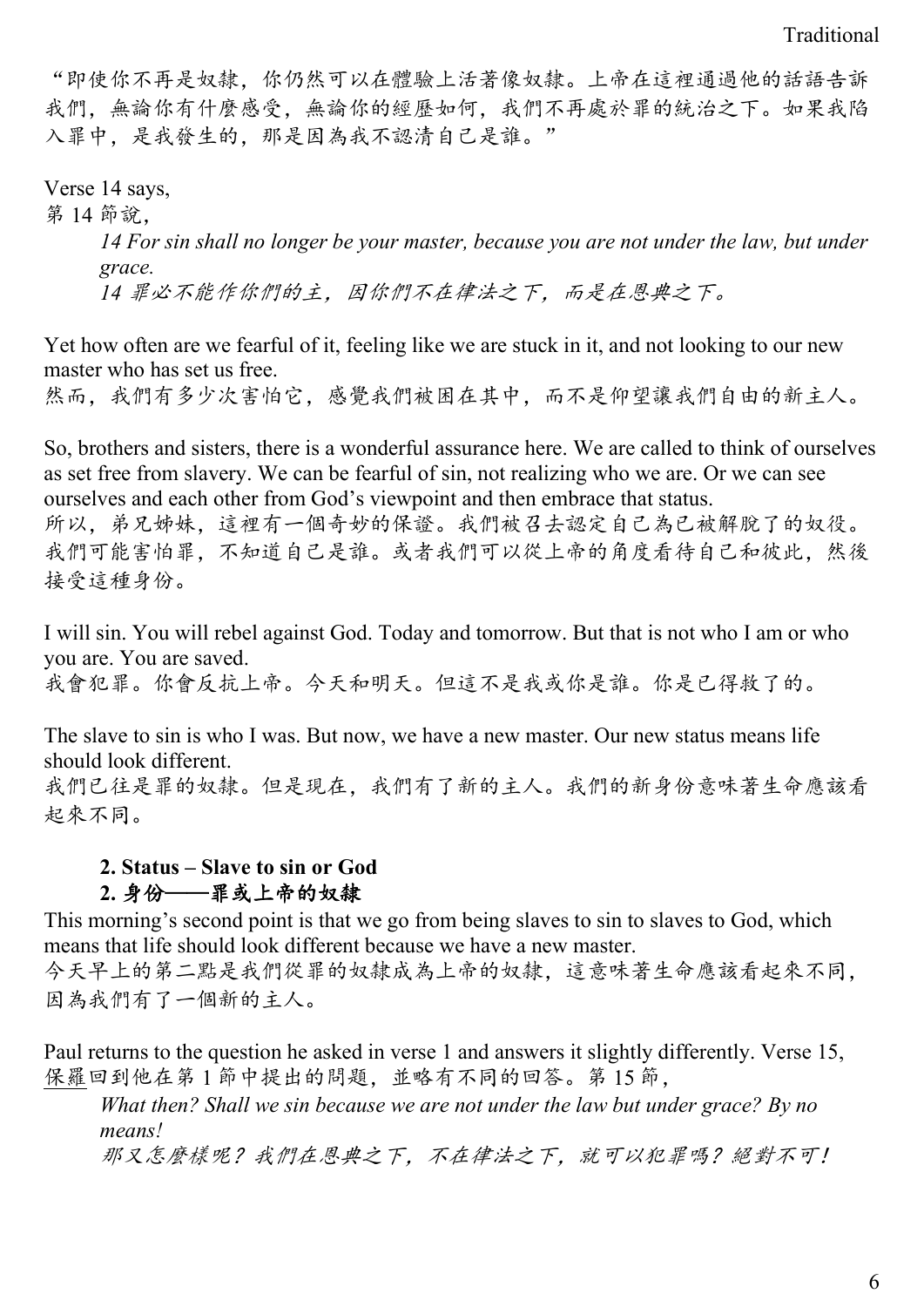"即使你不再是奴隸，你仍然可以在體驗上活著像奴隸。上帝在這裡通過他的話語告訴我們，無論你有什麼感受，無論你的經歷如何，我們不再處於罪的統治之下。如果我陷入罪中，是我發生的，那是因為我不認清自己是誰。"

Verse 14 says,
第 14 節說，

> *14 For sin shall no longer be your master, because you are not under the law, but under grace.*
> *14 罪必不能作你們的主，因你們不在律法之下，而是在恩典之下。*

Yet how often are we fearful of it, feeling like we are stuck in it, and not looking to our new master who has set us free.
然而，我們有多少次害怕它，感覺我們被困在其中，而不是仰望讓我們自由的新主人。

So, brothers and sisters, there is a wonderful assurance here. We are called to think of ourselves as set free from slavery. We can be fearful of sin, not realizing who we are. Or we can see ourselves and each other from God's viewpoint and then embrace that status.
所以，弟兄姊妹，這裡有一個奇妙的保證。我們被召去認定自己為已被解脫了的奴役。我們可能害怕罪，不知道自己是誰。或者我們可以從上帝的角度看待自己和彼此，然後接受這種身份。

I will sin. You will rebel against God. Today and tomorrow. But that is not who I am or who you are. You are saved.
我會犯罪。你會反抗上帝。今天和明天。但這不是我或你是誰。你是已得救了的。

The slave to sin is who I was. But now, we have a new master. Our new status means life should look different.
我們已往是罪的奴隸。但是現在，我們有了新的主人。我們的新身份意味著生命應該看起來不同。

### 2. Status – Slave to sin or God
### 2. 身份——罪或上帝的奴隸

This morning's second point is that we go from being slaves to sin to slaves to God, which means that life should look different because we have a new master.
今天早上的第二點是我們從罪的奴隸成為上帝的奴隸，這意味著生命應該看起來不同，因為我們有了一個新的主人。

Paul returns to the question he asked in verse 1 and answers it slightly differently. Verse 15,
保羅回到他在第 1 節中提出的問題，並略有不同的回答。第 15 節，

> *What then? Shall we sin because we are not under the law but under grace? By no means!*
> *那又怎麼樣呢？我們在恩典之下，不在律法之下，就可以犯罪嗎？絕對不可！*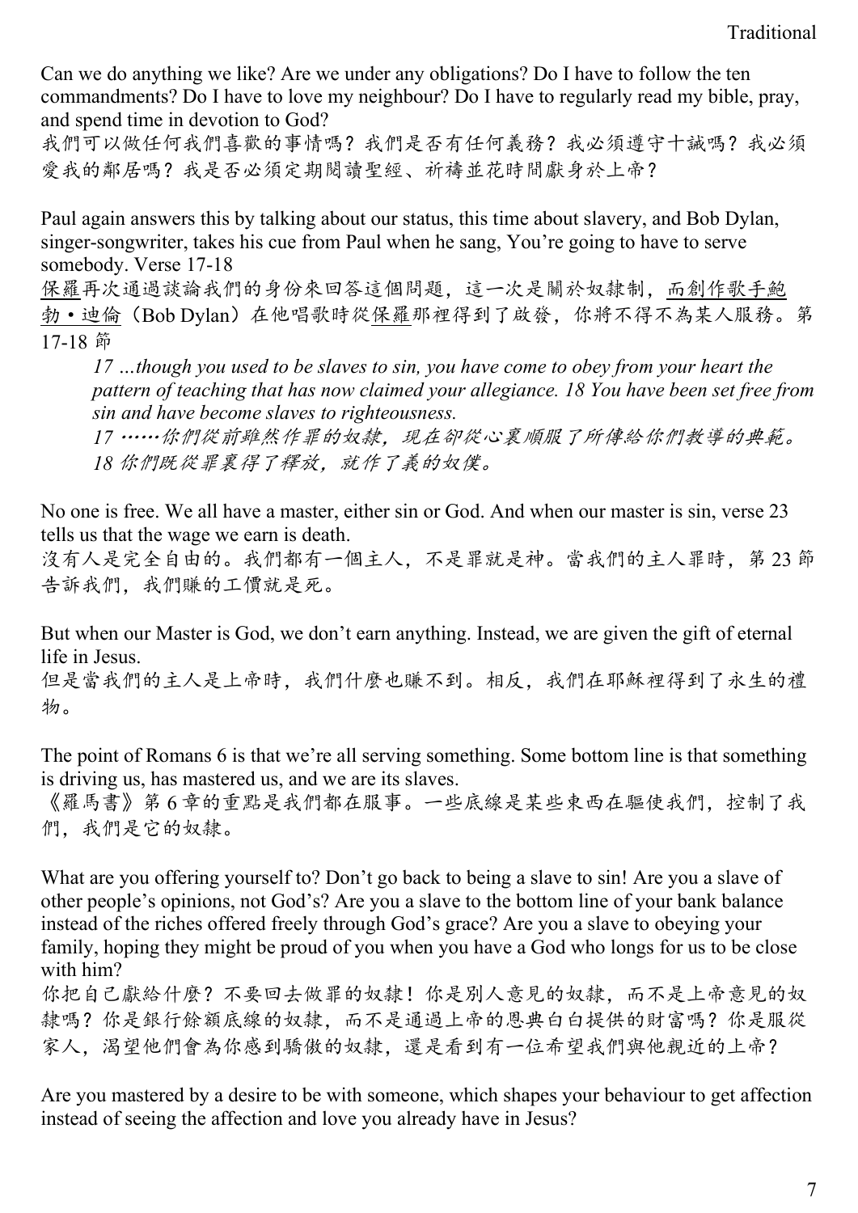Can we do anything we like? Are we under any obligations? Do I have to follow the ten commandments? Do I have to love my neighbour? Do I have to regularly read my bible, pray, and spend time in devotion to God?
我們可以做任何我們喜歡的事情嗎？我們是否有任何義務？我必須遵守十誡嗎？我必須愛我的鄰居嗎？我是否必須定期閱讀聖經、祈禱並花時間獻身於上帝？

Paul again answers this by talking about our status, this time about slavery, and Bob Dylan, singer-songwriter, takes his cue from Paul when he sang, You're going to have to serve somebody. Verse 17-18
保羅再次通過談論我們的身份來回答這個問題，這一次是關於奴隸制，而創作歌手鮑勃•迪倫（Bob Dylan）在他唱歌時從保羅那裡得到了啟發，你將不得不為某人服務。第 17-18 節

> *17 …though you used to be slaves to sin, you have come to obey from your heart the pattern of teaching that has now claimed your allegiance. 18 You have been set free from sin and have become slaves to righteousness.*
> *17 ……你們從前雖然作罪的奴隸，現在卻從心裏順服了所傳給你們教導的典範。18 你們既從罪裏得了釋放，就作了義的奴僕。*

No one is free. We all have a master, either sin or God. And when our master is sin, verse 23 tells us that the wage we earn is death.
沒有人是完全自由的。我們都有一個主人，不是罪就是神。當我們的主人罪時，第 23 節告訴我們，我們賺的工價就是死。

But when our Master is God, we don't earn anything. Instead, we are given the gift of eternal life in Jesus.
但是當我們的主人是上帝時，我們什麼也賺不到。相反，我們在耶穌裡得到了永生的禮物。

The point of Romans 6 is that we're all serving something. Some bottom line is that something is driving us, has mastered us, and we are its slaves.
《羅馬書》第 6 章的重點是我們都在服事。一些底線是某些東西在驅使我們，控制了我們，我們是它的奴隸。

What are you offering yourself to? Don't go back to being a slave to sin! Are you a slave of other people's opinions, not God's? Are you a slave to the bottom line of your bank balance instead of the riches offered freely through God's grace? Are you a slave to obeying your family, hoping they might be proud of you when you have a God who longs for us to be close with him?
你把自己獻給什麼？不要回去做罪的奴隸！你是別人意見的奴隸，而不是上帝意見的奴隸嗎？你是銀行餘額底線的奴隸，而不是通過上帝的恩典白白提供的財富嗎？你是服從家人，渴望他們會為你感到驕傲的奴隸，還是看到有一位希望我們與他親近的上帝？

Are you mastered by a desire to be with someone, which shapes your behaviour to get affection instead of seeing the affection and love you already have in Jesus?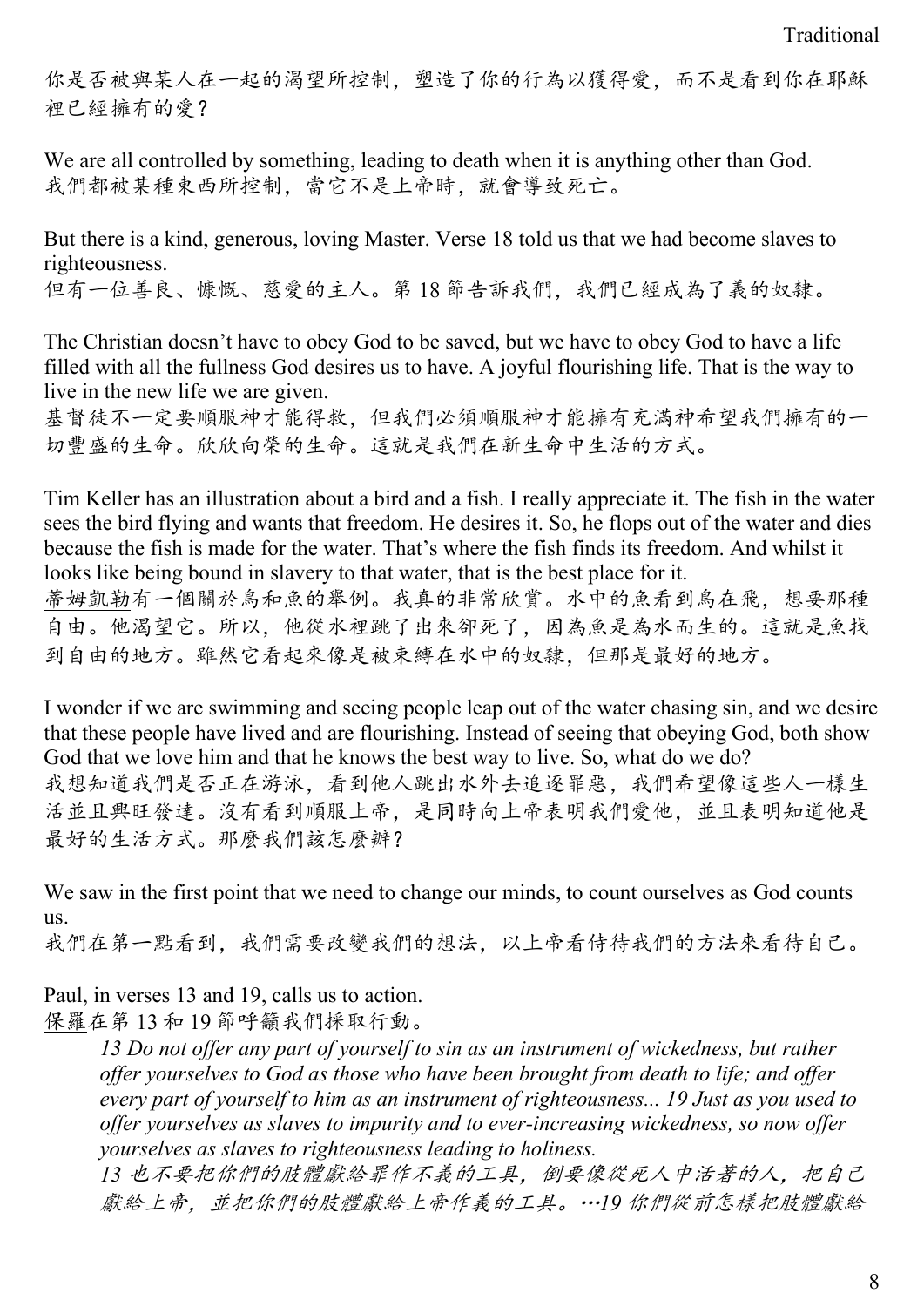你是否被與某人在一起的渴望所控制，塑造了你的行為以獲得愛，而不是看到你在耶穌裡已經擁有的愛？

We are all controlled by something, leading to death when it is anything other than God.
我們都被某種東西所控制，當它不是上帝時，就會導致死亡。

But there is a kind, generous, loving Master. Verse 18 told us that we had become slaves to righteousness.
但有一位善良、慷慨、慈愛的主人。第 18 節告訴我們，我們已經成為了義的奴隸。

The Christian doesn't have to obey God to be saved, but we have to obey God to have a life filled with all the fullness God desires us to have. A joyful flourishing life. That is the way to live in the new life we are given.
基督徒不一定要順服神才能得救，但我們必須順服神才能擁有充滿神希望我們擁有的一切豐盛的生命。欣欣向榮的生命。這就是我們在新生命中生活的方式。

Tim Keller has an illustration about a bird and a fish. I really appreciate it. The fish in the water sees the bird flying and wants that freedom. He desires it. So, he flops out of the water and dies because the fish is made for the water. That's where the fish finds its freedom. And whilst it looks like being bound in slavery to that water, that is the best place for it.
蒂姆凱勒有一個關於鳥和魚的舉例。我真的非常欣賞。水中的魚看到鳥在飛，想要那種自由。他渴望它。所以，他從水裡跳了出來卻死了，因為魚是為水而生的。這就是魚找到自由的地方。雖然它看起來像是被束縛在水中的奴隸，但那是最好的地方。

I wonder if we are swimming and seeing people leap out of the water chasing sin, and we desire that these people have lived and are flourishing. Instead of seeing that obeying God, both show God that we love him and that he knows the best way to live. So, what do we do?
我想知道我們是否正在游泳，看到他人跳出水外去追逐罪惡，我們希望像這些人一樣生活並且興旺發達。沒有看到順服上帝，是同時向上帝表明我們愛他，並且表明知道他是最好的生活方式。那麼我們該怎麼辦？

We saw in the first point that we need to change our minds, to count ourselves as God counts us.
我們在第一點看到，我們需要改變我們的想法，以上帝看待待我們的方法來看待自己。

Paul, in verses 13 and 19, calls us to action.
保羅在第 13 和 19 節呼籲我們採取行動。

> *13 Do not offer any part of yourself to sin as an instrument of wickedness, but rather offer yourselves to God as those who have been brought from death to life; and offer every part of yourself to him as an instrument of righteousness... 19 Just as you used to offer yourselves as slaves to impurity and to ever-increasing wickedness, so now offer yourselves as slaves to righteousness leading to holiness.*
> *13 也不要把你們的肢體獻給罪作不義的工具，倒要像從死人中活著的人，把自己獻給上帝，並把你們的肢體獻給上帝作義的工具。…19 你們從前怎樣把肢體獻給*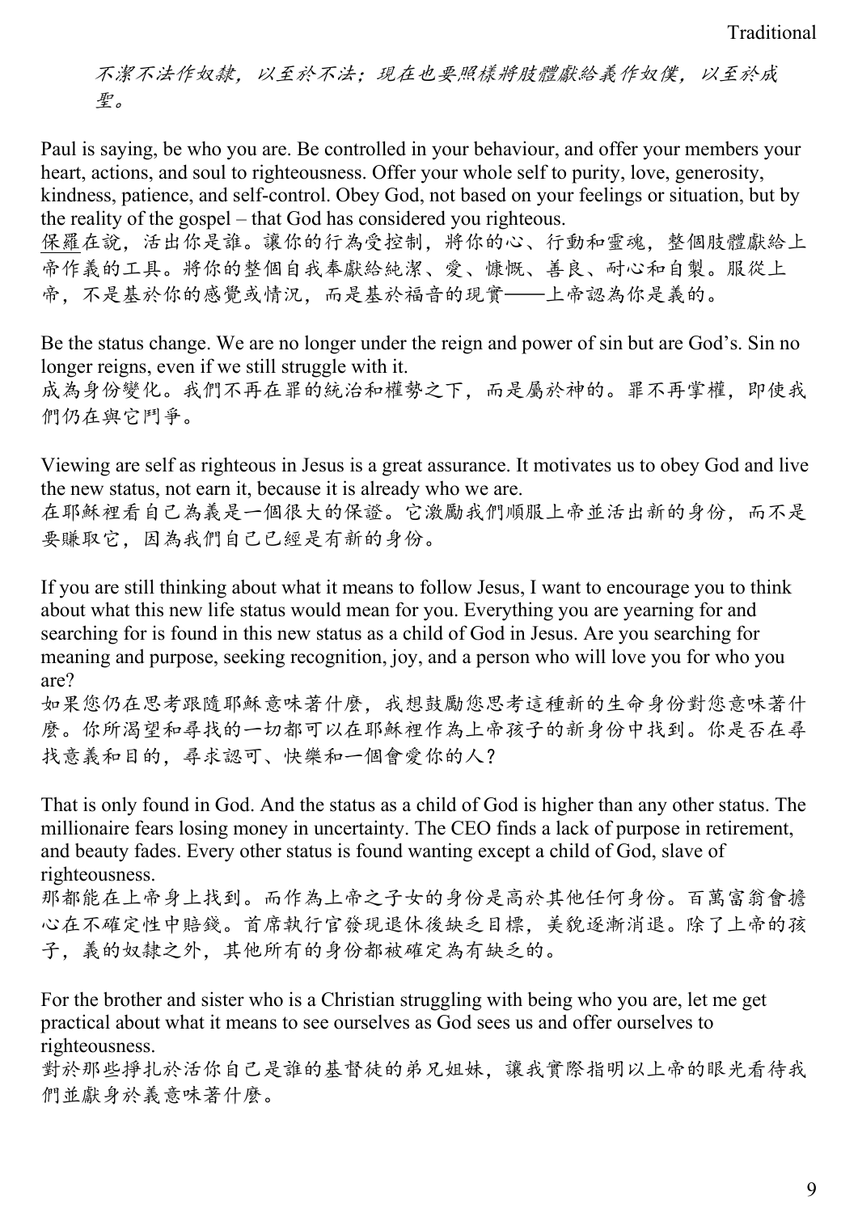*不潔不法作奴隸，以至於不法；現在也要照樣將肢體獻給義作奴僕，以至於成聖。*

Paul is saying, be who you are. Be controlled in your behaviour, and offer your members your heart, actions, and soul to righteousness. Offer your whole self to purity, love, generosity, kindness, patience, and self-control. Obey God, not based on your feelings or situation, but by the reality of the gospel – that God has considered you righteous.
保羅在說，活出你是誰。讓你的行為受控制，將你的心、行動和靈魂，整個肢體獻給上帝作義的工具。將你的整個自我奉獻給純潔、愛、慷慨、善良、耐心和自製。服從上帝，不是基於你的感覺或情況，而是基於福音的現實——上帝認為你是義的。

Be the status change. We are no longer under the reign and power of sin but are God's. Sin no longer reigns, even if we still struggle with it.
成為身份變化。我們不再在罪的統治和權勢之下，而是屬於神的。罪不再掌權，即使我們仍在與它鬥爭。

Viewing are self as righteous in Jesus is a great assurance. It motivates us to obey God and live the new status, not earn it, because it is already who we are.
在耶穌裡看自己為義是一個很大的保證。它激勵我們順服上帝並活出新的身份，而不是要賺取它，因為我們自己已經是有新的身份。

If you are still thinking about what it means to follow Jesus, I want to encourage you to think about what this new life status would mean for you. Everything you are yearning for and searching for is found in this new status as a child of God in Jesus. Are you searching for meaning and purpose, seeking recognition, joy, and a person who will love you for who you are?
如果您仍在思考跟隨耶穌意味著什麼，我想鼓勵您思考這種新的生命身份對您意味著什麼。你所渴望和尋找的一切都可以在耶穌裡作為上帝孩子的新身份中找到。你是否在尋找意義和目的，尋求認可、快樂和一個會愛你的人？

That is only found in God. And the status as a child of God is higher than any other status. The millionaire fears losing money in uncertainty. The CEO finds a lack of purpose in retirement, and beauty fades. Every other status is found wanting except a child of God, slave of righteousness.
那都能在上帝身上找到。而作為上帝之子女的身份是高於其他任何身份。百萬富翁會擔心在不確定性中賠錢。首席執行官發現退休後缺乏目標，美貌逐漸消退。除了上帝的孩子，義的奴隸之外，其他所有的身份都被確定為有缺乏的。

For the brother and sister who is a Christian struggling with being who you are, let me get practical about what it means to see ourselves as God sees us and offer ourselves to righteousness.
對於那些掙扎於活你自己是誰的基督徒的弟兄姐妹，讓我實際指明以上帝的眼光看待我們並獻身於義意味著什麼。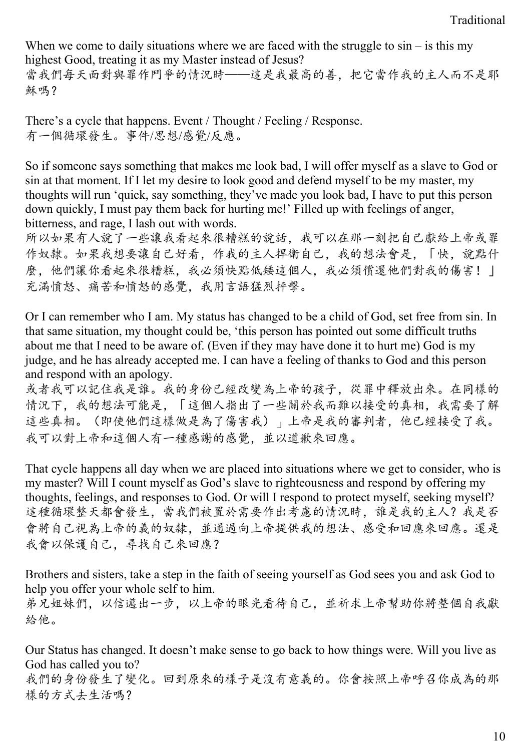When we come to daily situations where we are faced with the struggle to sin – is this my highest Good, treating it as my Master instead of Jesus?
當我們每天面對與罪作鬥爭的情況時——這是我最高的善，把它當作我的主人而不是耶穌嗎？

There's a cycle that happens. Event / Thought / Feeling / Response.
有一個循環發生。事件/思想/感覺/反應。

So if someone says something that makes me look bad, I will offer myself as a slave to God or sin at that moment. If I let my desire to look good and defend myself to be my master, my thoughts will run 'quick, say something, they've made you look bad, I have to put this person down quickly, I must pay them back for hurting me!' Filled up with feelings of anger, bitterness, and rage, I lash out with words.
所以如果有人說了一些讓我看起來很糟糕的說話，我可以在那一刻把自己獻給上帝或罪作奴隸。如果我想要讓自己好看，作我的主人捍衛自己，我的想法會是，「快，說點什麼，他們讓你看起來很糟糕，我必須快點低矮這個人，我必須償還他們對我的傷害！」充滿憤怒、痛苦和憤怒的感覺，我用言語猛烈抨擊。

Or I can remember who I am. My status has changed to be a child of God, set free from sin. In that same situation, my thought could be, 'this person has pointed out some difficult truths about me that I need to be aware of. (Even if they may have done it to hurt me) God is my judge, and he has already accepted me. I can have a feeling of thanks to God and this person and respond with an apology.
或者我可以記住我是誰。我的身份已經改變為上帝的孩子，從罪中釋放出來。在同樣的情況下，我的想法可能是，「這個人指出了一些關於我而難以接受的真相，我需要了解這些真相。（即使他們這樣做是為了傷害我）」上帝是我的審判者，他已經接受了我。我可以對上帝和這個人有一種感謝的感覺，並以道歉來回應。

That cycle happens all day when we are placed into situations where we get to consider, who is my master? Will I count myself as God's slave to righteousness and respond by offering my thoughts, feelings, and responses to God. Or will I respond to protect myself, seeking myself?
這種循環整天都會發生，當我們被置於需要作出考慮的情況時，誰是我的主人？我是否會將自己視為上帝的義的奴隸，並通過向上帝提供我的想法、感受和回應來回應。還是我會以保護自己，尋找自己來回應？

Brothers and sisters, take a step in the faith of seeing yourself as God sees you and ask God to help you offer your whole self to him.
弟兄姐妹們，以信邁出一步，以上帝的眼光看待自己，並祈求上帝幫助你將整個自我獻給他。

Our Status has changed. It doesn't make sense to go back to how things were. Will you live as God has called you to?
我們的身份發生了變化。回到原來的樣子是沒有意義的。你會按照上帝呼召你成為的那樣的方式去生活嗎？